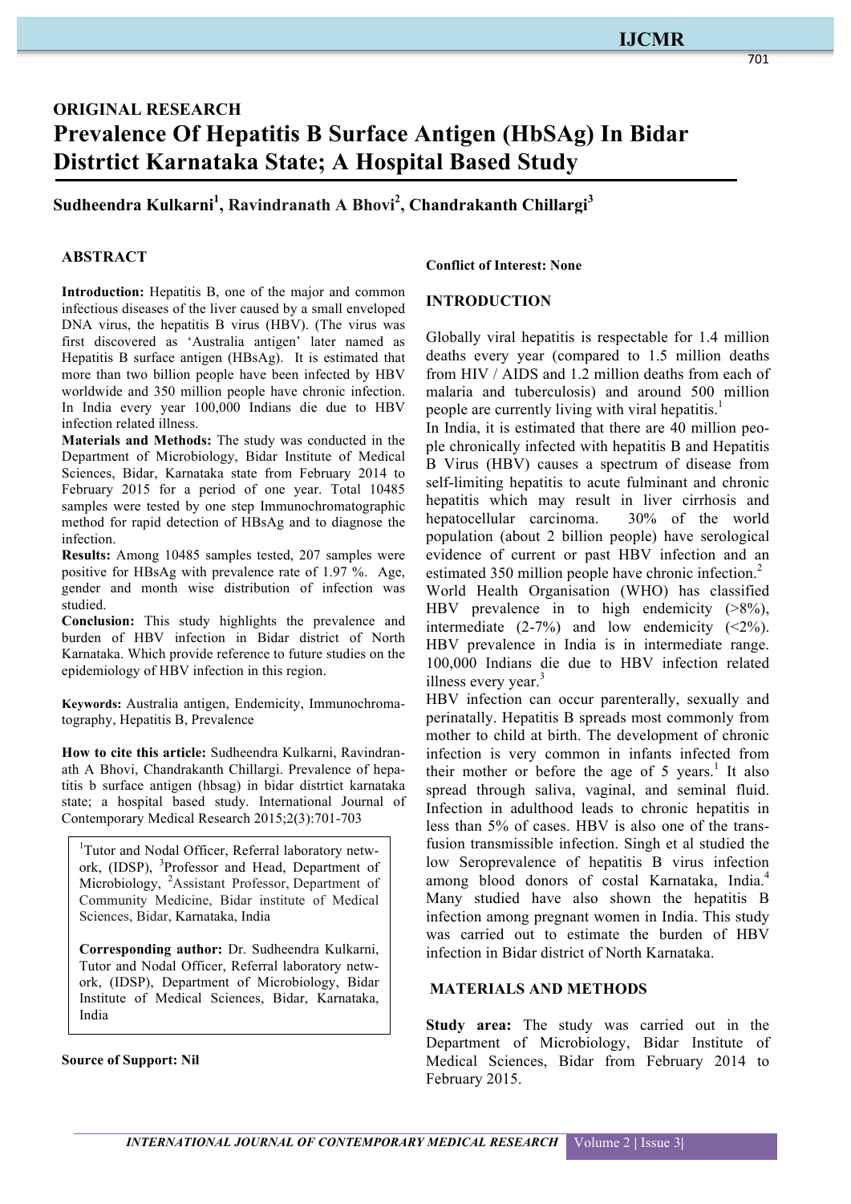## ORIGINAL RESEARCH

# Prevalence Of Hepatitis B Surface Antigen (HbSAg) In Bidar Distrtict Karnataka State; A Hospital Based Study

**Sudheendra Kulkarni[1], Ravindranath A Bhovi[2], Chandrakanth Chillargi[3]**

### ABSTRACT

**Introduction:** Hepatitis B, one of the major and common infectious diseases of the liver caused by a small enveloped DNA virus, the hepatitis B virus (HBV). (The virus was first discovered as 'Australia antigen' later named as Hepatitis B surface antigen (HBsAg). It is estimated that more than two billion people have been infected by HBV worldwide and 350 million people have chronic infection. In India every year 100,000 Indians die due to HBV infection related illness.

**Materials and Methods:** The study was conducted in the Department of Microbiology, Bidar Institute of Medical Sciences, Bidar, Karnataka state from February 2014 to February 2015 for a period of one year. Total 10485 samples were tested by one step Immunochromatographic method for rapid detection of HBsAg and to diagnose the infection.

**Results:** Among 10485 samples tested, 207 samples were positive for HBsAg with prevalence rate of 1.97 %. Age, gender and month wise distribution of infection was studied.

**Conclusion:** This study highlights the prevalence and burden of HBV infection in Bidar district of North Karnataka. Which provide reference to future studies on the epidemiology of HBV infection in this region.

**Keywords:** Australia antigen, Endemicity, Immunochromatography, Hepatitis B, Prevalence

**How to cite this article:** Sudheendra Kulkarni, Ravindranath A Bhovi, Chandrakanth Chillargi. Prevalence of hepatitis b surface antigen (hbsag) in bidar distrtict karnataka state; a hospital based study. International Journal of Contemporary Medical Research 2015;2(3):701-703

[1]Tutor and Nodal Officer, Referral laboratory network, (IDSP), [3]Professor and Head, Department of Microbiology, [2]Assistant Professor, Department of Community Medicine, Bidar institute of Medical Sciences, Bidar, Karnataka, India

**Corresponding author:** Dr. Sudheendra Kulkarni, Tutor and Nodal Officer, Referral laboratory network, (IDSP), Department of Microbiology, Bidar Institute of Medical Sciences, Bidar, Karnataka, India

**Source of Support: Nil**

**Conflict of Interest: None**

### INTRODUCTION

Globally viral hepatitis is respectable for 1.4 million deaths every year (compared to 1.5 million deaths from HIV / AIDS and 1.2 million deaths from each of malaria and tuberculosis) and around 500 million people are currently living with viral hepatitis.[1]

In India, it is estimated that there are 40 million people chronically infected with hepatitis B and Hepatitis B Virus (HBV) causes a spectrum of disease from self-limiting hepatitis to acute fulminant and chronic hepatitis which may result in liver cirrhosis and hepatocellular carcinoma. 30% of the world population (about 2 billion people) have serological evidence of current or past HBV infection and an estimated 350 million people have chronic infection.[2]

World Health Organisation (WHO) has classified HBV prevalence in to high endemicity (>8%), intermediate (2-7%) and low endemicity (<2%). HBV prevalence in India is in intermediate range. 100,000 Indians die due to HBV infection related illness every year.[3]

HBV infection can occur parenterally, sexually and perinatally. Hepatitis B spreads most commonly from mother to child at birth. The development of chronic infection is very common in infants infected from their mother or before the age of 5 years.[1] It also spread through saliva, vaginal, and seminal fluid. Infection in adulthood leads to chronic hepatitis in less than 5% of cases. HBV is also one of the transfusion transmissible infection. Singh et al studied the low Seroprevalence of hepatitis B virus infection among blood donors of costal Karnataka, India.[4] Many studied have also shown the hepatitis B infection among pregnant women in India. This study was carried out to estimate the burden of HBV infection in Bidar district of North Karnataka.

### MATERIALS AND METHODS

**Study area:** The study was carried out in the Department of Microbiology, Bidar Institute of Medical Sciences, Bidar from February 2014 to February 2015.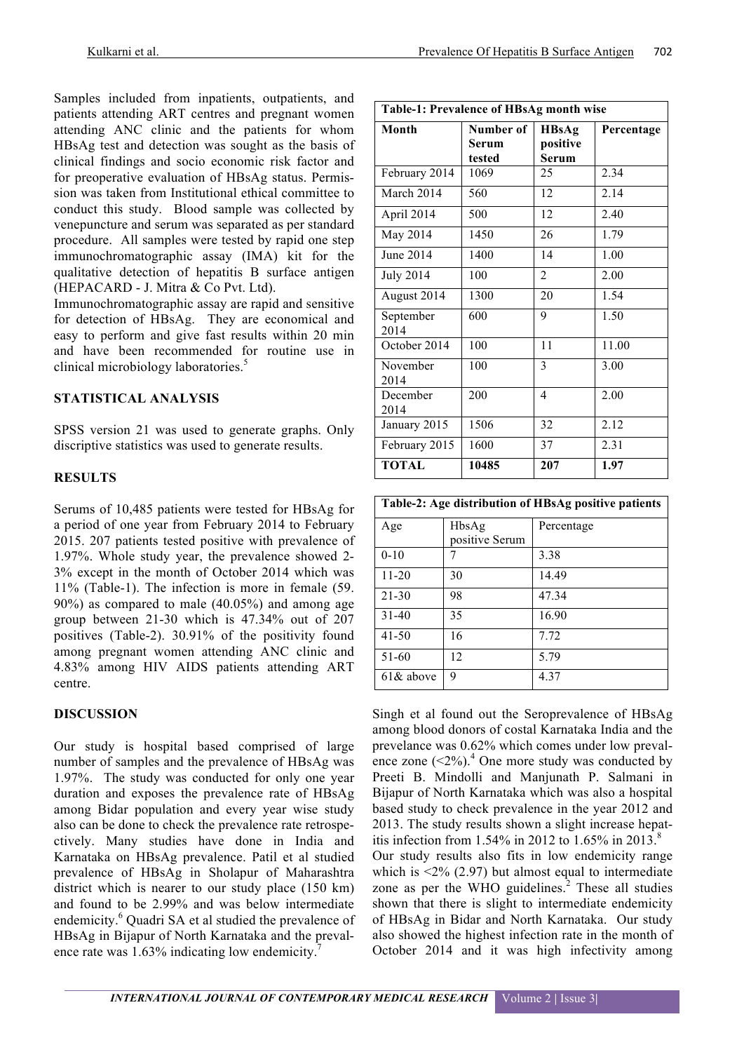Samples included from inpatients, outpatients, and patients attending ART centres and pregnant women attending ANC clinic and the patients for whom HBsAg test and detection was sought as the basis of clinical findings and socio economic risk factor and for preoperative evaluation of HBsAg status. Permission was taken from Institutional ethical committee to conduct this study. Blood sample was collected by venepuncture and serum was separated as per standard procedure. All samples were tested by rapid one step immunochromatographic assay (IMA) kit for the qualitative detection of hepatitis B surface antigen (HEPACARD - J. Mitra & Co Pvt. Ltd).

Immunochromatographic assay are rapid and sensitive for detection of HBsAg. They are economical and easy to perform and give fast results within 20 min and have been recommended for routine use in clinical microbiology laboratories.[5]

## STATISTICAL ANALYSIS

SPSS version 21 was used to generate graphs. Only discriptive statistics was used to generate results.

## RESULTS

Serums of 10,485 patients were tested for HBsAg for a period of one year from February 2014 to February 2015. 207 patients tested positive with prevalence of 1.97%. Whole study year, the prevalence showed 2-3% except in the month of October 2014 which was 11% (Table-1). The infection is more in female (59. 90%) as compared to male (40.05%) and among age group between 21-30 which is 47.34% out of 207 positives (Table-2). 30.91% of the positivity found among pregnant women attending ANC clinic and 4.83% among HIV AIDS patients attending ART centre.

**Table-1: Prevalence of HBsAg month wise**

| Month | Number of Serum tested | HBsAg positive Serum | Percentage |
|---|---|---|---|
| February 2014 | 1069 | 25 | 2.34 |
| March 2014 | 560 | 12 | 2.14 |
| April 2014 | 500 | 12 | 2.40 |
| May 2014 | 1450 | 26 | 1.79 |
| June 2014 | 1400 | 14 | 1.00 |
| July 2014 | 100 | 2 | 2.00 |
| August 2014 | 1300 | 20 | 1.54 |
| September 2014 | 600 | 9 | 1.50 |
| October 2014 | 100 | 11 | 11.00 |
| November 2014 | 100 | 3 | 3.00 |
| December 2014 | 200 | 4 | 2.00 |
| January 2015 | 1506 | 32 | 2.12 |
| February 2015 | 1600 | 37 | 2.31 |
| **TOTAL** | **10485** | **207** | **1.97** |

**Table-2: Age distribution of HBsAg positive patients**

| Age | HbsAg positive Serum | Percentage |
|---|---|---|
| 0-10 | 7 | 3.38 |
| 11-20 | 30 | 14.49 |
| 21-30 | 98 | 47.34 |
| 31-40 | 35 | 16.90 |
| 41-50 | 16 | 7.72 |
| 51-60 | 12 | 5.79 |
| 61& above | 9 | 4.37 |

## DISCUSSION

Our study is hospital based comprised of large number of samples and the prevalence of HBsAg was 1.97%. The study was conducted for only one year duration and exposes the prevalence rate of HBsAg among Bidar population and every year wise study also can be done to check the prevalence rate retrospectively. Many studies have done in India and Karnataka on HBsAg prevalence. Patil et al studied prevalence of HBsAg in Sholapur of Maharashtra district which is nearer to our study place (150 km) and found to be 2.99% and was below intermediate endemicity.[6] Quadri SA et al studied the prevalence of HBsAg in Bijapur of North Karnataka and the prevalence rate was 1.63% indicating low endemicity.[7]

Singh et al found out the Seroprevalence of HBsAg among blood donors of costal Karnataka India and the prevelance was 0.62% which comes under low prevalence zone (<2%).[4] One more study was conducted by Preeti B. Mindolli and Manjunath P. Salmani in Bijapur of North Karnataka which was also a hospital based study to check prevalence in the year 2012 and 2013. The study results shown a slight increase hepatitis infection from 1.54% in 2012 to 1.65% in 2013.[8]

Our study results also fits in low endemicity range which is <2% (2.97) but almost equal to intermediate zone as per the WHO guidelines.[2] These all studies shown that there is slight to intermediate endemicity of HBsAg in Bidar and North Karnataka. Our study also showed the highest infection rate in the month of October 2014 and it was high infectivity among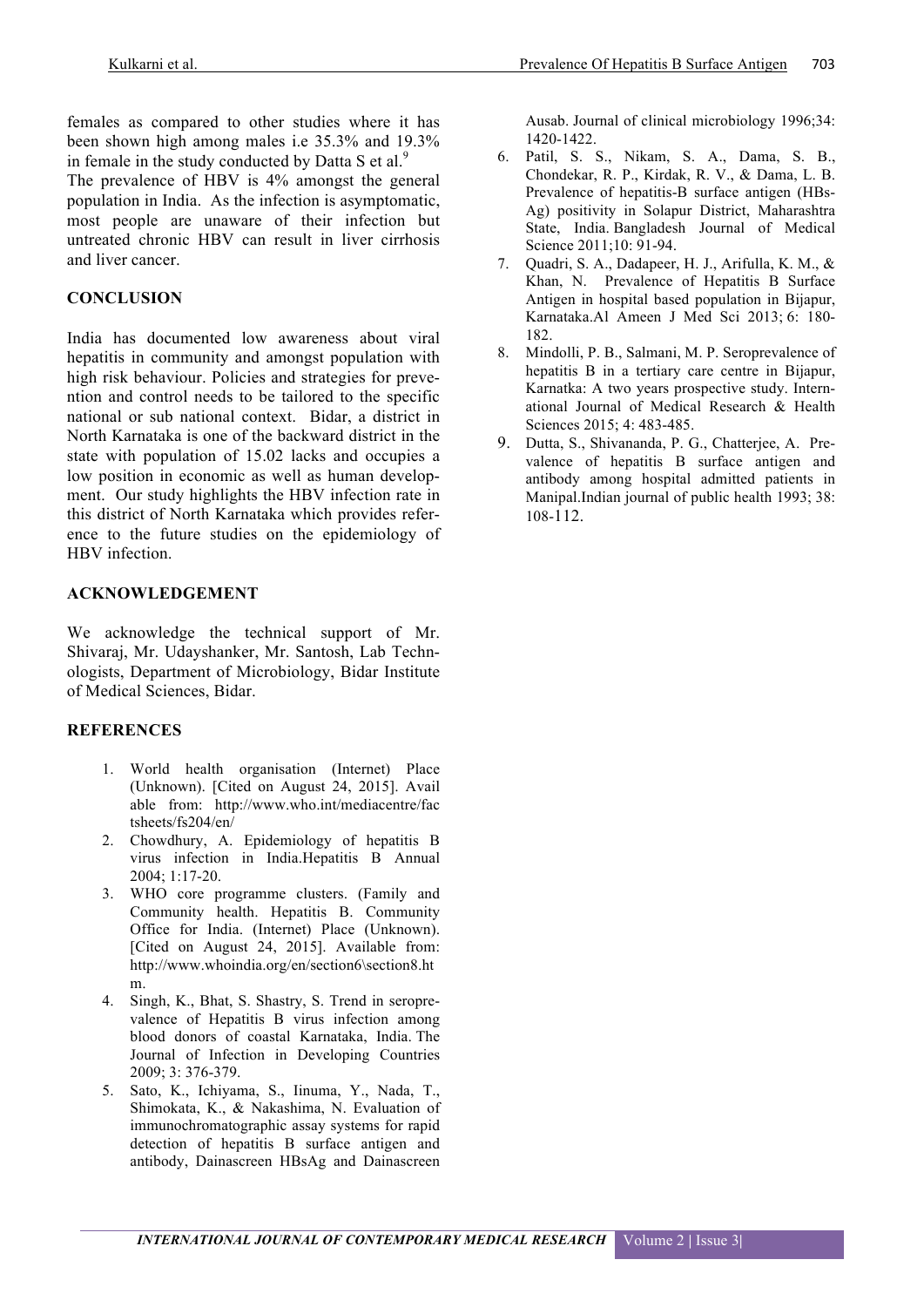females as compared to other studies where it has been shown high among males i.e 35.3% and 19.3% in female in the study conducted by Datta S et al.[9]

The prevalence of HBV is 4% amongst the general population in India. As the infection is asymptomatic, most people are unaware of their infection but untreated chronic HBV can result in liver cirrhosis and liver cancer.

## CONCLUSION

India has documented low awareness about viral hepatitis in community and amongst population with high risk behaviour. Policies and strategies for prevention and control needs to be tailored to the specific national or sub national context. Bidar, a district in North Karnataka is one of the backward district in the state with population of 15.02 lacks and occupies a low position in economic as well as human development. Our study highlights the HBV infection rate in this district of North Karnataka which provides reference to the future studies on the epidemiology of HBV infection.

## ACKNOWLEDGEMENT

We acknowledge the technical support of Mr. Shivaraj, Mr. Udayshanker, Mr. Santosh, Lab Technologists, Department of Microbiology, Bidar Institute of Medical Sciences, Bidar.

## REFERENCES

1. World health organisation (Internet) Place (Unknown). [Cited on August 24, 2015]. Available from: http://www.who.int/mediacentre/factsheets/fs204/en/
2. Chowdhury, A. Epidemiology of hepatitis B virus infection in India.Hepatitis B Annual 2004; 1:17-20.
3. WHO core programme clusters. (Family and Community health. Hepatitis B. Community Office for India. (Internet) Place (Unknown). [Cited on August 24, 2015]. Available from: http://www.whoindia.org/en/section6\section8.htm.
4. Singh, K., Bhat, S. Shastry, S. Trend in seroprevalence of Hepatitis B virus infection among blood donors of coastal Karnataka, India. The Journal of Infection in Developing Countries 2009; 3: 376-379.
5. Sato, K., Ichiyama, S., Iinuma, Y., Nada, T., Shimokata, K., & Nakashima, N. Evaluation of immunochromatographic assay systems for rapid detection of hepatitis B surface antigen and antibody, Dainascreen HBsAg and Dainascreen Ausab. Journal of clinical microbiology 1996;34: 1420-1422.
6. Patil, S. S., Nikam, S. A., Dama, S. B., Chondekar, R. P., Kirdak, R. V., & Dama, L. B. Prevalence of hepatitis-B surface antigen (HBs-Ag) positivity in Solapur District, Maharashtra State, India. Bangladesh Journal of Medical Science 2011;10: 91-94.
7. Quadri, S. A., Dadapeer, H. J., Arifulla, K. M., & Khan, N. Prevalence of Hepatitis B Surface Antigen in hospital based population in Bijapur, Karnataka.Al Ameen J Med Sci 2013; 6: 180-182.
8. Mindolli, P. B., Salmani, M. P. Seroprevalence of hepatitis B in a tertiary care centre in Bijapur, Karnatka: A two years prospective study. International Journal of Medical Research & Health Sciences 2015; 4: 483-485.
9. Dutta, S., Shivananda, P. G., Chatterjee, A. Prevalence of hepatitis B surface antigen and antibody among hospital admitted patients in Manipal.Indian journal of public health 1993; 38: 108-112.